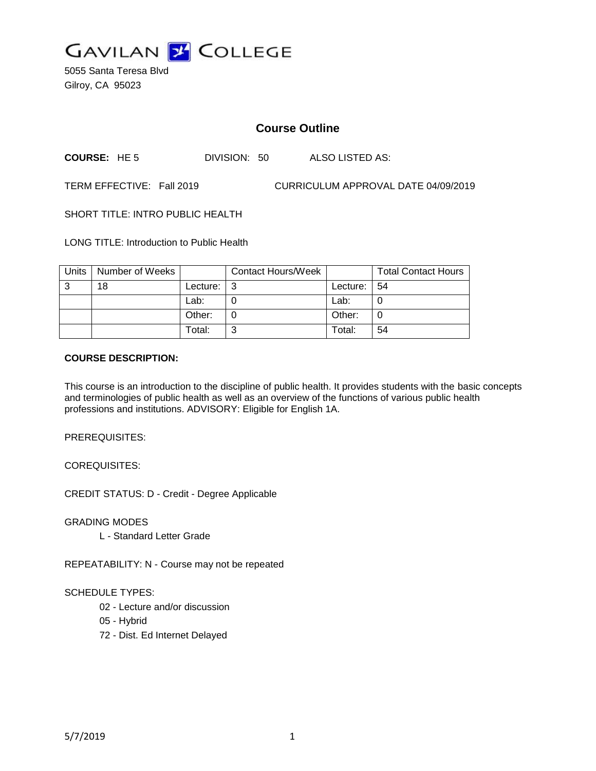# GAVILAN COLLEGE

5055 Santa Teresa Blvd
Gilroy, CA 95023

## Course Outline

**COURSE:** HE 5 DIVISION: 50 ALSO LISTED AS:

TERM EFFECTIVE: Fall 2019 CURRICULUM APPROVAL DATE 04/09/2019

SHORT TITLE: INTRO PUBLIC HEALTH

LONG TITLE: Introduction to Public Health

| Units | Number of Weeks | | Contact Hours/Week | | Total Contact Hours |
|---|---|---|---|---|---|
| 3 | 18 | Lecture: | 3 | Lecture: | 54 |
| | | Lab: | 0 | Lab: | 0 |
| | | Other: | 0 | Other: | 0 |
| | | Total: | 3 | Total: | 54 |

**COURSE DESCRIPTION:**

This course is an introduction to the discipline of public health. It provides students with the basic concepts and terminologies of public health as well as an overview of the functions of various public health professions and institutions. ADVISORY: Eligible for English 1A.

PREREQUISITES:

COREQUISITES:

CREDIT STATUS: D - Credit - Degree Applicable

GRADING MODES

L - Standard Letter Grade

REPEATABILITY: N - Course may not be repeated

SCHEDULE TYPES:

02 - Lecture and/or discussion

05 - Hybrid

72 - Dist. Ed Internet Delayed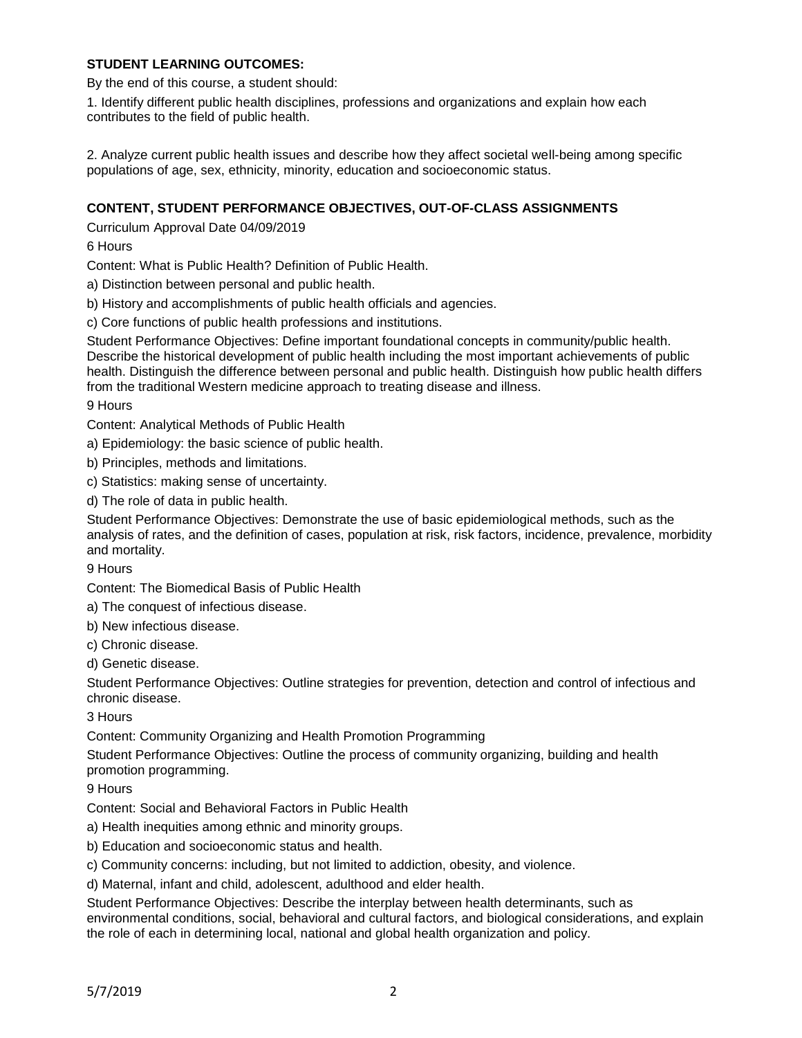**STUDENT LEARNING OUTCOMES:**

By the end of this course, a student should:

1. Identify different public health disciplines, professions and organizations and explain how each contributes to the field of public health.

2. Analyze current public health issues and describe how they affect societal well-being among specific populations of age, sex, ethnicity, minority, education and socioeconomic status.

**CONTENT, STUDENT PERFORMANCE OBJECTIVES, OUT-OF-CLASS ASSIGNMENTS**

Curriculum Approval Date 04/09/2019

6 Hours

Content: What is Public Health? Definition of Public Health.

a) Distinction between personal and public health.

b) History and accomplishments of public health officials and agencies.

c) Core functions of public health professions and institutions.

Student Performance Objectives: Define important foundational concepts in community/public health. Describe the historical development of public health including the most important achievements of public health. Distinguish the difference between personal and public health. Distinguish how public health differs from the traditional Western medicine approach to treating disease and illness.

9 Hours

Content: Analytical Methods of Public Health

a) Epidemiology: the basic science of public health.

b) Principles, methods and limitations.

c) Statistics: making sense of uncertainty.

d) The role of data in public health.

Student Performance Objectives: Demonstrate the use of basic epidemiological methods, such as the analysis of rates, and the definition of cases, population at risk, risk factors, incidence, prevalence, morbidity and mortality.

9 Hours

Content: The Biomedical Basis of Public Health

a) The conquest of infectious disease.

b) New infectious disease.

c) Chronic disease.

d) Genetic disease.

Student Performance Objectives: Outline strategies for prevention, detection and control of infectious and chronic disease.

3 Hours

Content: Community Organizing and Health Promotion Programming

Student Performance Objectives: Outline the process of community organizing, building and health promotion programming.

9 Hours

Content: Social and Behavioral Factors in Public Health

a) Health inequities among ethnic and minority groups.

b) Education and socioeconomic status and health.

c) Community concerns: including, but not limited to addiction, obesity, and violence.

d) Maternal, infant and child, adolescent, adulthood and elder health.

Student Performance Objectives: Describe the interplay between health determinants, such as environmental conditions, social, behavioral and cultural factors, and biological considerations, and explain the role of each in determining local, national and global health organization and policy.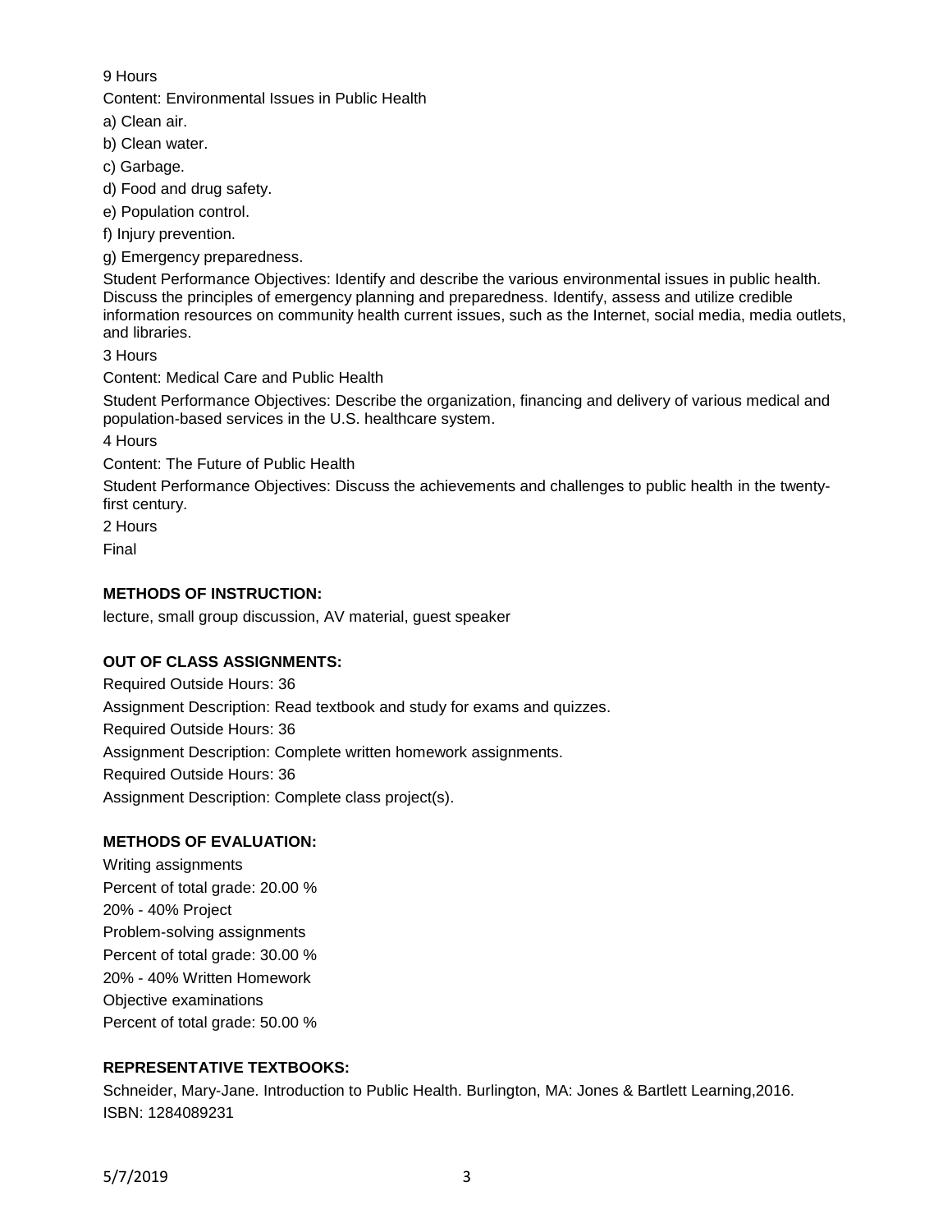9 Hours

Content: Environmental Issues in Public Health

a) Clean air.

b) Clean water.

c) Garbage.

d) Food and drug safety.

e) Population control.

f) Injury prevention.

g) Emergency preparedness.

Student Performance Objectives: Identify and describe the various environmental issues in public health. Discuss the principles of emergency planning and preparedness. Identify, assess and utilize credible information resources on community health current issues, such as the Internet, social media, media outlets, and libraries.

3 Hours

Content: Medical Care and Public Health

Student Performance Objectives: Describe the organization, financing and delivery of various medical and population-based services in the U.S. healthcare system.

4 Hours

Content: The Future of Public Health

Student Performance Objectives: Discuss the achievements and challenges to public health in the twenty-first century.

2 Hours

Final

## METHODS OF INSTRUCTION:

lecture, small group discussion, AV material, guest speaker

## OUT OF CLASS ASSIGNMENTS:

Required Outside Hours: 36

Assignment Description: Read textbook and study for exams and quizzes.

Required Outside Hours: 36

Assignment Description: Complete written homework assignments.

Required Outside Hours: 36

Assignment Description: Complete class project(s).

## METHODS OF EVALUATION:

Writing assignments

Percent of total grade: 20.00 %

20% - 40% Project

Problem-solving assignments

Percent of total grade: 30.00 %

20% - 40% Written Homework

Objective examinations

Percent of total grade: 50.00 %

## REPRESENTATIVE TEXTBOOKS:

Schneider, Mary-Jane. Introduction to Public Health. Burlington, MA: Jones & Bartlett Learning,2016.

ISBN: 1284089231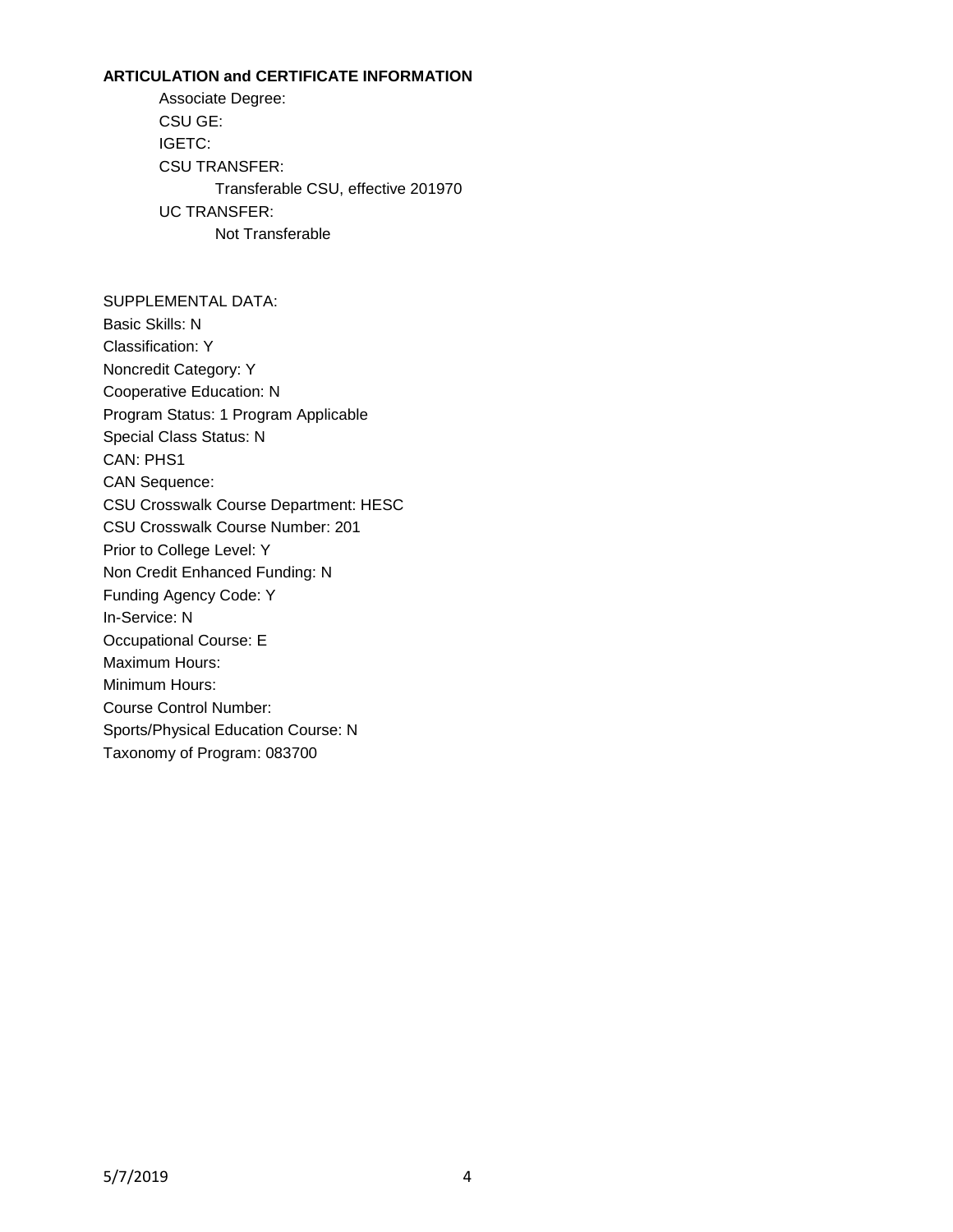**ARTICULATION and CERTIFICATE INFORMATION**

Associate Degree:

CSU GE:

IGETC:

CSU TRANSFER:

Transferable CSU, effective 201970

UC TRANSFER:

Not Transferable

SUPPLEMENTAL DATA:

Basic Skills: N

Classification: Y

Noncredit Category: Y

Cooperative Education: N

Program Status: 1 Program Applicable

Special Class Status: N

CAN: PHS1

CAN Sequence:

CSU Crosswalk Course Department: HESC

CSU Crosswalk Course Number: 201

Prior to College Level: Y

Non Credit Enhanced Funding: N

Funding Agency Code: Y

In-Service: N

Occupational Course: E

Maximum Hours:

Minimum Hours:

Course Control Number:

Sports/Physical Education Course: N

Taxonomy of Program: 083700

5/7/2019